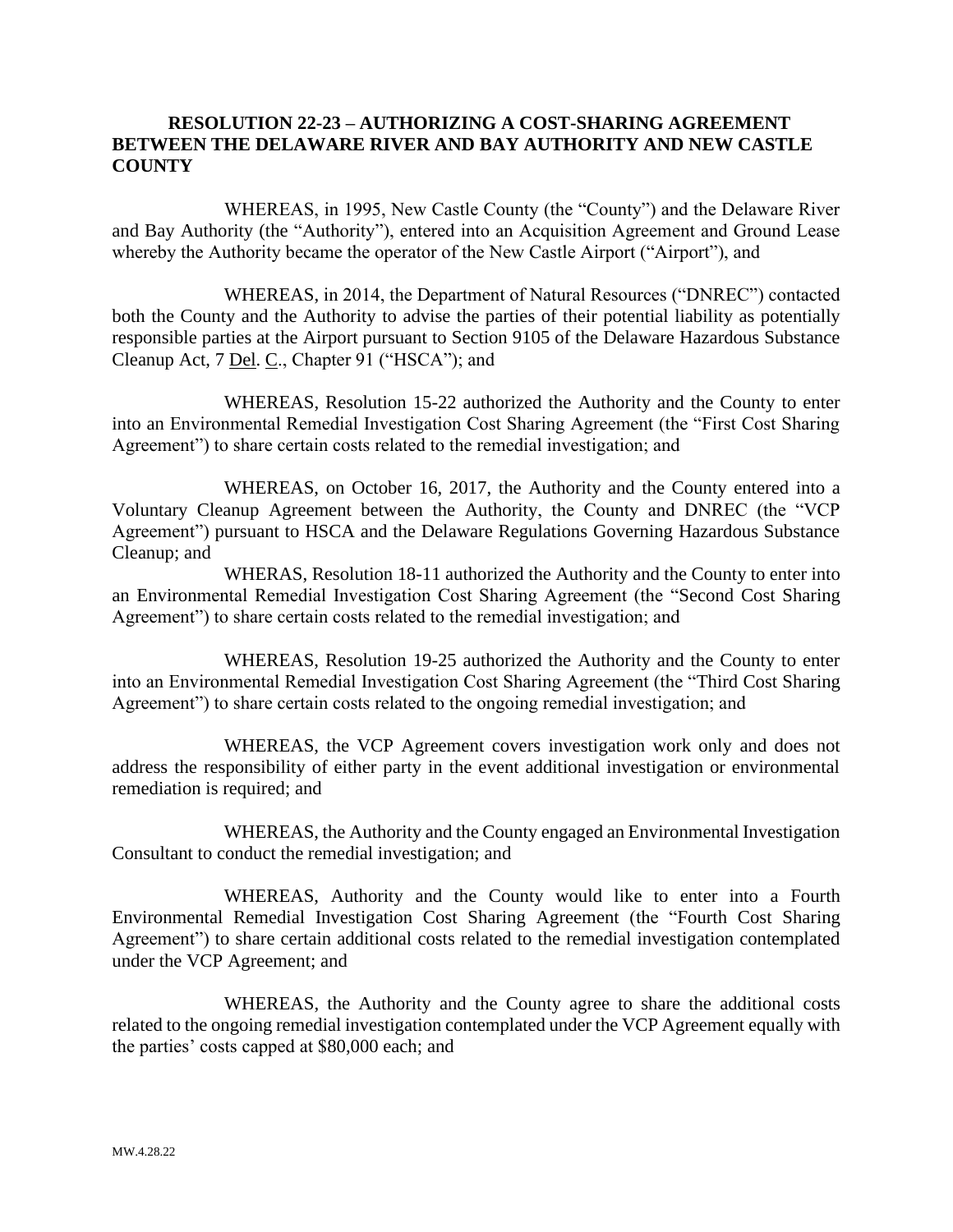**RESOLUTION 22-23 – AUTHORIZING A COST-SHARING AGREEMENT BETWEEN THE DELAWARE RIVER AND BAY AUTHORITY AND NEW CASTLE COUNTY**

WHEREAS, in 1995, New Castle County (the "County") and the Delaware River and Bay Authority (the "Authority"), entered into an Acquisition Agreement and Ground Lease whereby the Authority became the operator of the New Castle Airport ("Airport"), and

WHEREAS, in 2014, the Department of Natural Resources ("DNREC") contacted both the County and the Authority to advise the parties of their potential liability as potentially responsible parties at the Airport pursuant to Section 9105 of the Delaware Hazardous Substance Cleanup Act, 7 Del. C., Chapter 91 ("HSCA"); and

WHEREAS, Resolution 15-22 authorized the Authority and the County to enter into an Environmental Remedial Investigation Cost Sharing Agreement (the "First Cost Sharing Agreement") to share certain costs related to the remedial investigation; and

WHEREAS, on October 16, 2017, the Authority and the County entered into a Voluntary Cleanup Agreement between the Authority, the County and DNREC (the "VCP Agreement") pursuant to HSCA and the Delaware Regulations Governing Hazardous Substance Cleanup; and

WHERAS, Resolution 18-11 authorized the Authority and the County to enter into an Environmental Remedial Investigation Cost Sharing Agreement (the "Second Cost Sharing Agreement") to share certain costs related to the remedial investigation; and

WHEREAS, Resolution 19-25 authorized the Authority and the County to enter into an Environmental Remedial Investigation Cost Sharing Agreement (the "Third Cost Sharing Agreement") to share certain costs related to the ongoing remedial investigation; and

WHEREAS, the VCP Agreement covers investigation work only and does not address the responsibility of either party in the event additional investigation or environmental remediation is required; and

WHEREAS, the Authority and the County engaged an Environmental Investigation Consultant to conduct the remedial investigation; and

WHEREAS, Authority and the County would like to enter into a Fourth Environmental Remedial Investigation Cost Sharing Agreement (the "Fourth Cost Sharing Agreement") to share certain additional costs related to the remedial investigation contemplated under the VCP Agreement; and

WHEREAS, the Authority and the County agree to share the additional costs related to the ongoing remedial investigation contemplated under the VCP Agreement equally with the parties' costs capped at $80,000 each; and

MW.4.28.22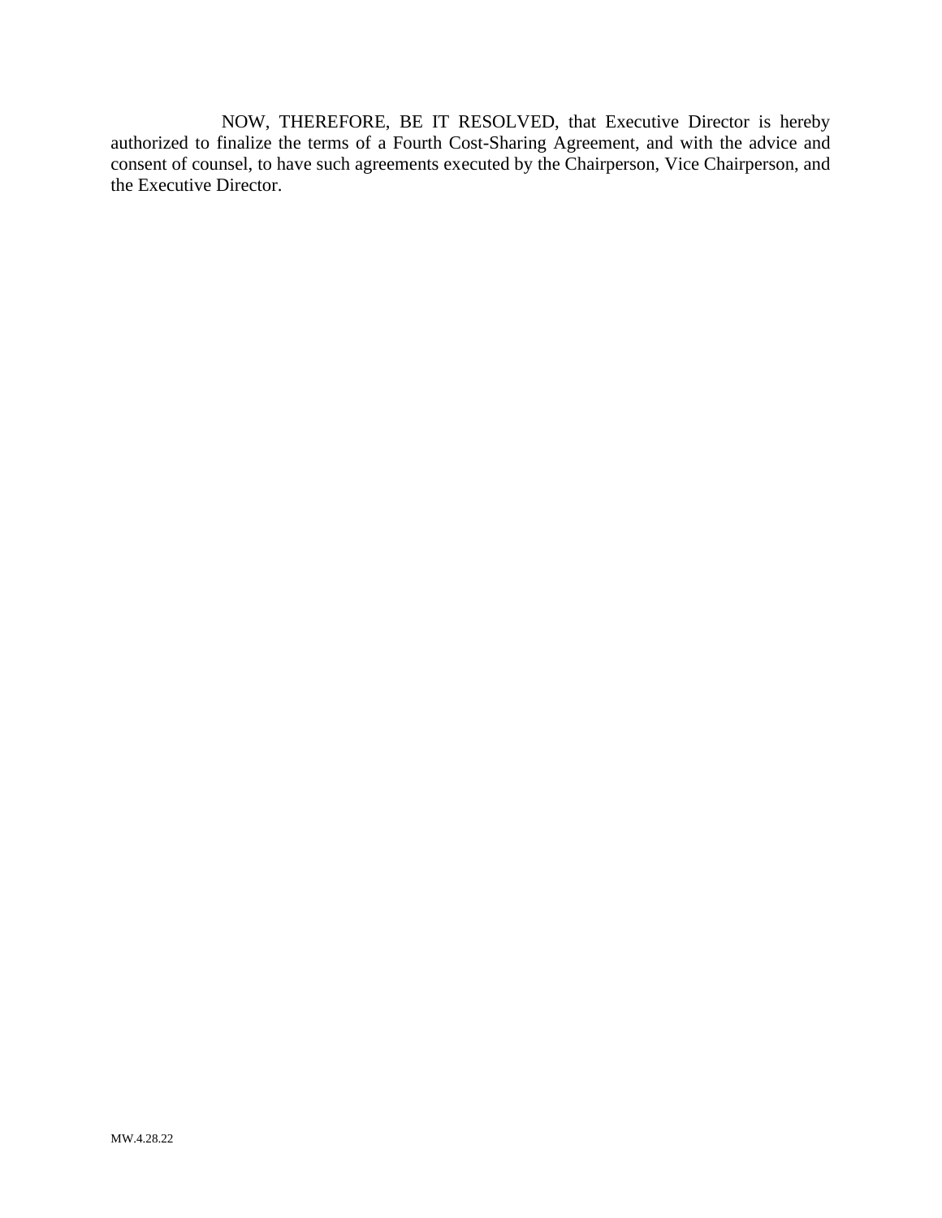NOW, THEREFORE, BE IT RESOLVED, that Executive Director is hereby authorized to finalize the terms of a Fourth Cost-Sharing Agreement, and with the advice and consent of counsel, to have such agreements executed by the Chairperson, Vice Chairperson, and the Executive Director.

MW.4.28.22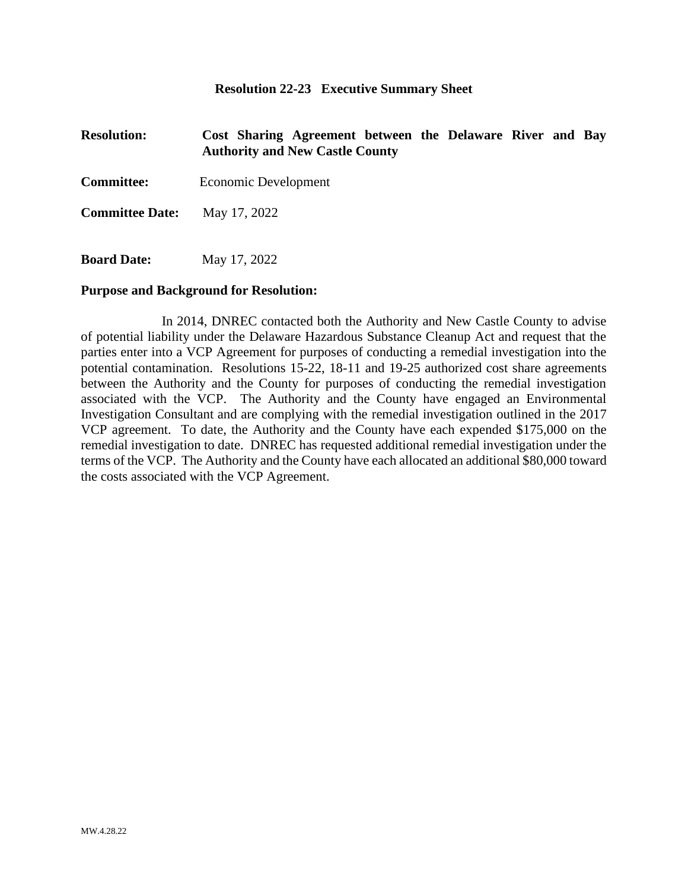**Resolution 22-23 Executive Summary Sheet**

**Resolution:** **Cost Sharing Agreement between the Delaware River and Bay Authority and New Castle County**

**Committee:** Economic Development

**Committee Date:** May 17, 2022

**Board Date:** May 17, 2022

**Purpose and Background for Resolution:**

In 2014, DNREC contacted both the Authority and New Castle County to advise of potential liability under the Delaware Hazardous Substance Cleanup Act and request that the parties enter into a VCP Agreement for purposes of conducting a remedial investigation into the potential contamination. Resolutions 15-22, 18-11 and 19-25 authorized cost share agreements between the Authority and the County for purposes of conducting the remedial investigation associated with the VCP. The Authority and the County have engaged an Environmental Investigation Consultant and are complying with the remedial investigation outlined in the 2017 VCP agreement. To date, the Authority and the County have each expended $175,000 on the remedial investigation to date. DNREC has requested additional remedial investigation under the terms of the VCP. The Authority and the County have each allocated an additional $80,000 toward the costs associated with the VCP Agreement.

MW.4.28.22